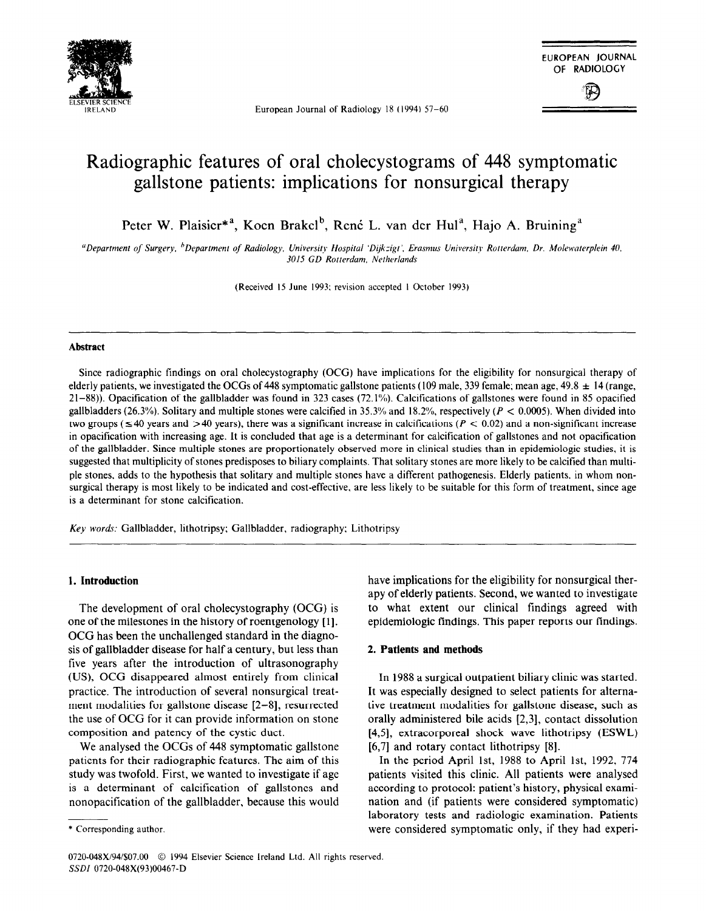# Radiographic features of oral cholecystograms of 448 symptomatic gallstone patients: implications for nonsurgical therapy

Peter W. Plaisier*[a], Koen Brakel[b], René L. van der Hul[a], Hajo A. Bruining[a]

[a]Department of Surgery, [b]Department of Radiology, University Hospital 'Dijkzigt', Erasmus University Rotterdam, Dr. Molewaterplein 40, 3015 GD Rotterdam, Netherlands

(Received 15 June 1993; revision accepted 1 October 1993)

## Abstract

Since radiographic findings on oral cholecystography (OCG) have implications for the eligibility for nonsurgical therapy of elderly patients, we investigated the OCGs of 448 symptomatic gallstone patients (109 male, 339 female; mean age, 49.8 ± 14 (range, 21–88)). Opacification of the gallbladder was found in 323 cases (72.1%). Calcifications of gallstones were found in 85 opacified gallbladders (26.3%). Solitary and multiple stones were calcified in 35.3% and 18.2%, respectively ($P < 0.0005$). When divided into two groups (≤40 years and >40 years), there was a significant increase in calcifications ($P < 0.02$) and a non-significant increase in opacification with increasing age. It is concluded that age is a determinant for calcification of gallstones and not opacification of the gallbladder. Since multiple stones are proportionately observed more in clinical studies than in epidemiologic studies, it is suggested that multiplicity of stones predisposes to biliary complaints. That solitary stones are more likely to be calcified than multiple stones, adds to the hypothesis that solitary and multiple stones have a different pathogenesis. Elderly patients, in whom nonsurgical therapy is most likely to be indicated and cost-effective, are less likely to be suitable for this form of treatment, since age is a determinant for stone calcification.

*Key words:* Gallbladder, lithotripsy; Gallbladder, radiography; Lithotripsy

## 1. Introduction

The development of oral cholecystography (OCG) is one of the milestones in the history of roentgenology [1]. OCG has been the unchallenged standard in the diagnosis of gallbladder disease for half a century, but less than five years after the introduction of ultrasonography (US), OCG disappeared almost entirely from clinical practice. The introduction of several nonsurgical treatment modalities for gallstone disease [2–8], resurrected the use of OCG for it can provide information on stone composition and patency of the cystic duct.

We analysed the OCGs of 448 symptomatic gallstone patients for their radiographic features. The aim of this study was twofold. First, we wanted to investigate if age is a determinant of calcification of gallstones and nonopacification of the gallbladder, because this would have implications for the eligibility for nonsurgical therapy of elderly patients. Second, we wanted to investigate to what extent our clinical findings agreed with epidemiologic findings. This paper reports our findings.

## 2. Patients and methods

In 1988 a surgical outpatient biliary clinic was started. It was especially designed to select patients for alternative treatment modalities for gallstone disease, such as orally administered bile acids [2,3], contact dissolution [4,5], extracorporeal shock wave lithotripsy (ESWL) [6,7] and rotary contact lithotripsy [8].

In the period April 1st, 1988 to April 1st, 1992, 774 patients visited this clinic. All patients were analysed according to protocol: patient's history, physical examination and (if patients were considered symptomatic) laboratory tests and radiologic examination. Patients were considered symptomatic only, if they had experi-

* Corresponding author.

0720-048X/94/$07.00 © 1994 Elsevier Science Ireland Ltd. All rights reserved.
SSDI 0720-048X(93)00467-D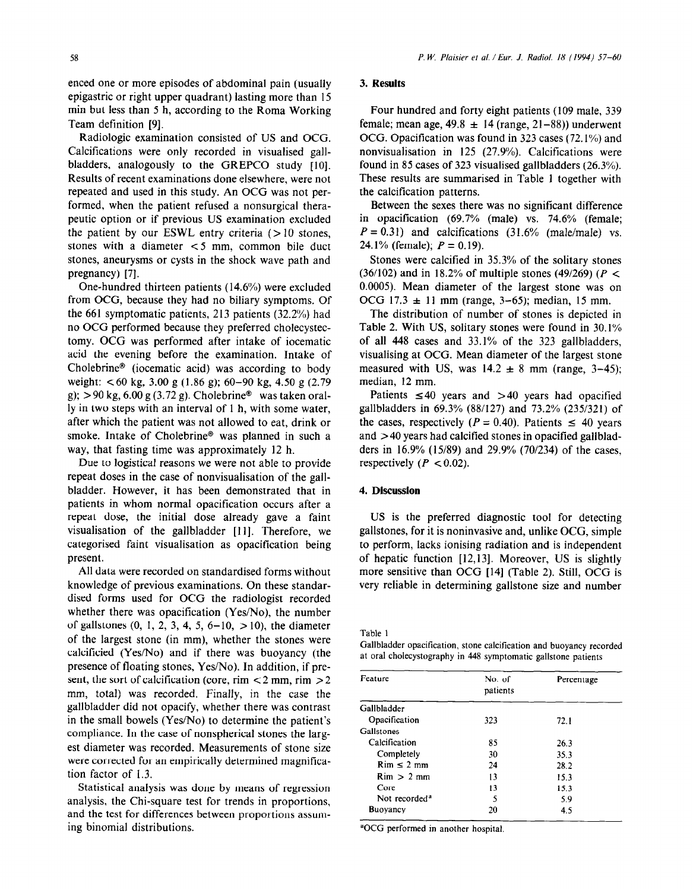enced one or more episodes of abdominal pain (usually epigastric or right upper quadrant) lasting more than 15 min but less than 5 h, according to the Roma Working Team definition [9].

Radiologic examination consisted of US and OCG. Calcifications were only recorded in visualised gallbladders, analogously to the GREPCO study [10]. Results of recent examinations done elsewhere, were not repeated and used in this study. An OCG was not performed, when the patient refused a nonsurgical therapeutic option or if previous US examination excluded the patient by our ESWL entry criteria (> 10 stones, stones with a diameter < 5 mm, common bile duct stones, aneurysms or cysts in the shock wave path and pregnancy) [7].

One-hundred thirteen patients (14.6%) were excluded from OCG, because they had no biliary symptoms. Of the 661 symptomatic patients, 213 patients (32.2%) had no OCG performed because they preferred cholecystectomy. OCG was performed after intake of iocematic acid the evening before the examination. Intake of Cholebrine® (iocematic acid) was according to body weight: < 60 kg, 3.00 g (1.86 g); 60–90 kg, 4.50 g (2.79 g); > 90 kg, 6.00 g (3.72 g). Cholebrine® was taken orally in two steps with an interval of 1 h, with some water, after which the patient was not allowed to eat, drink or smoke. Intake of Cholebrine® was planned in such a way, that fasting time was approximately 12 h.

Due to logistical reasons we were not able to provide repeat doses in the case of nonvisualisation of the gallbladder. However, it has been demonstrated that in patients in whom normal opacification occurs after a repeat dose, the initial dose already gave a faint visualisation of the gallbladder [11]. Therefore, we categorised faint visualisation as opacification being present.

All data were recorded on standardised forms without knowledge of previous examinations. On these standardised forms used for OCG the radiologist recorded whether there was opacification (Yes/No), the number of gallstones (0, 1, 2, 3, 4, 5, 6–10, > 10), the diameter of the largest stone (in mm), whether the stones were calcified (Yes/No) and if there was buoyancy (the presence of floating stones, Yes/No). In addition, if present, the sort of calcification (core, rim < 2 mm, rim > 2 mm, total) was recorded. Finally, in the case the gallbladder did not opacify, whether there was contrast in the small bowels (Yes/No) to determine the patient's compliance. In the case of nonspherical stones the largest diameter was recorded. Measurements of stone size were corrected for an empirically determined magnification factor of 1.3.

Statistical analysis was done by means of regression analysis, the Chi-square test for trends in proportions, and the test for differences between proportions assuming binomial distributions.

## 3. Results

Four hundred and forty eight patients (109 male, 339 female; mean age, 49.8 ± 14 (range, 21–88)) underwent OCG. Opacification was found in 323 cases (72.1%) and nonvisualisation in 125 (27.9%). Calcifications were found in 85 cases of 323 visualised gallbladders (26.3%). These results are summarised in Table 1 together with the calcification patterns.

Between the sexes there was no significant difference in opacification (69.7% (male) vs. 74.6% (female; $P = 0.31$) and calcifications (31.6% (male/male) vs. 24.1% (female); $P = 0.19$).

Stones were calcified in 35.3% of the solitary stones (36/102) and in 18.2% of multiple stones (49/269) ($P < 0.0005$). Mean diameter of the largest stone was on OCG 17.3 ± 11 mm (range, 3–65); median, 15 mm.

The distribution of number of stones is depicted in Table 2. With US, solitary stones were found in 30.1% of all 448 cases and 33.1% of the 323 gallbladders, visualising at OCG. Mean diameter of the largest stone measured with US, was 14.2 ± 8 mm (range, 3–45); median, 12 mm.

Patients ≤ 40 years and > 40 years had opacified gallbladders in 69.3% (88/127) and 73.2% (235/321) of the cases, respectively ($P = 0.40$). Patients ≤ 40 years and > 40 years had calcified stones in opacified gallbladders in 16.9% (15/89) and 29.9% (70/234) of the cases, respectively ($P < 0.02$).

## 4. Discussion

US is the preferred diagnostic tool for detecting gallstones, for it is noninvasive and, unlike OCG, simple to perform, lacks ionising radiation and is independent of hepatic function [12,13]. Moreover, US is slightly more sensitive than OCG [14] (Table 2). Still, OCG is very reliable in determining gallstone size and number

Table 1

Gallbladder opacification, stone calcification and buoyancy recorded at oral cholecystography in 448 symptomatic gallstone patients

| Feature | No. of patients | Percentage |
|---|---|---|
| Gallbladder | | |
| Opacification | 323 | 72.1 |
| Gallstones | | |
| Calcification | 85 | 26.3 |
| Completely | 30 | 35.3 |
| Rim ≤ 2 mm | 24 | 28.2 |
| Rim > 2 mm | 13 | 15.3 |
| Core | 13 | 15.3 |
| Not recorded[a] | 5 | 5.9 |
| Buoyancy | 20 | 4.5 |

[a]OCG performed in another hospital.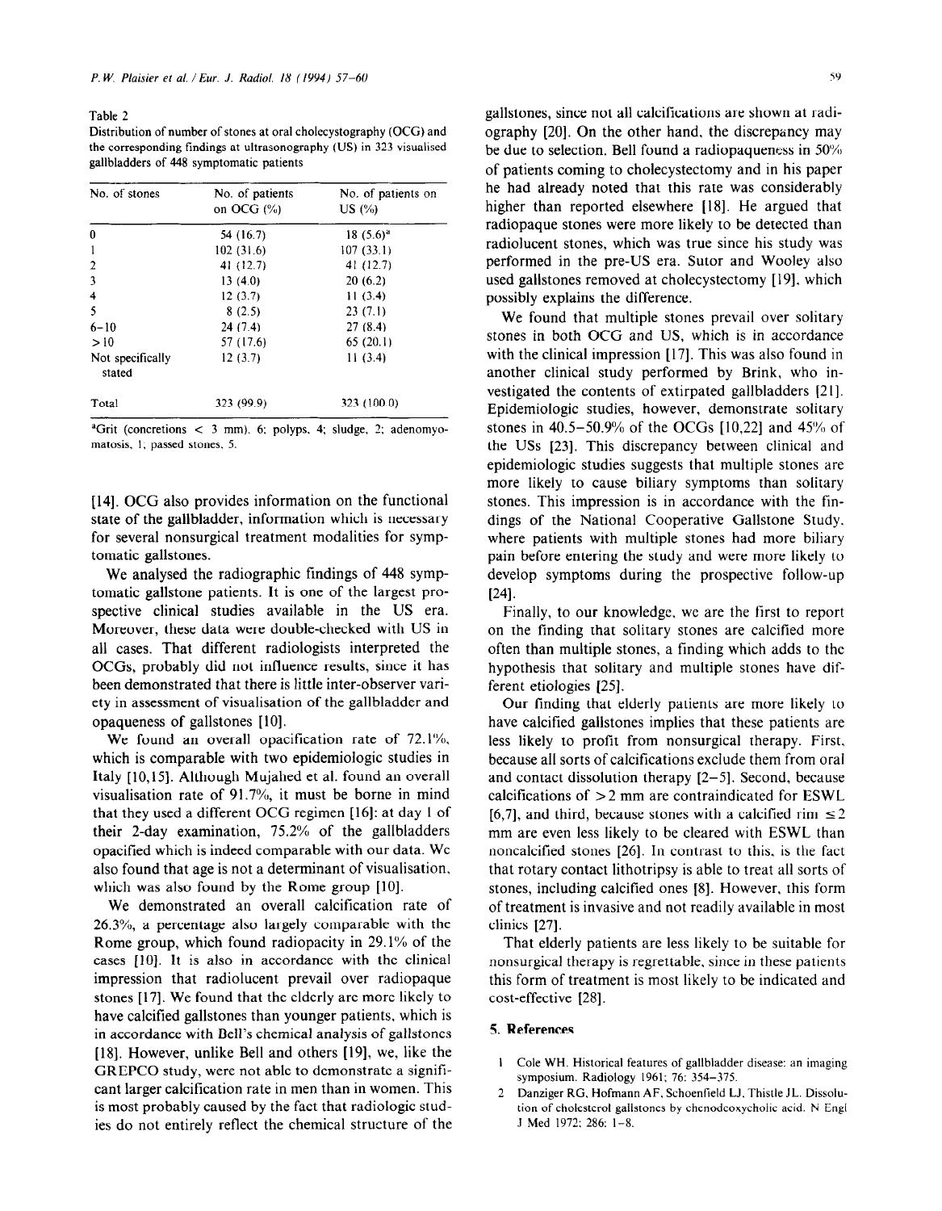Table 2
Distribution of number of stones at oral cholecystography (OCG) and the corresponding findings at ultrasonography (US) in 323 visualised gallbladders of 448 symptomatic patients

| No. of stones | No. of patients on OCG (%) | No. of patients on US (%) |
|---|---|---|
| 0 | 54 (16.7) | 18 (5.6)[a] |
| 1 | 102 (31.6) | 107 (33.1) |
| 2 | 41 (12.7) | 41 (12.7) |
| 3 | 13 (4.0) | 20 (6.2) |
| 4 | 12 (3.7) | 11 (3.4) |
| 5 | 8 (2.5) | 23 (7.1) |
| 6–10 | 24 (7.4) | 27 (8.4) |
| >10 | 57 (17.6) | 65 (20.1) |
| Not specifically stated | 12 (3.7) | 11 (3.4) |
| Total | 323 (99.9) | 323 (100.0) |

[a]Grit (concretions < 3 mm), 6; polyps, 4; sludge, 2; adenomyomatosis, 1; passed stones, 5.

[14]. OCG also provides information on the functional state of the gallbladder, information which is necessary for several nonsurgical treatment modalities for symptomatic gallstones.

We analysed the radiographic findings of 448 symptomatic gallstone patients. It is one of the largest prospective clinical studies available in the US era. Moreover, these data were double-checked with US in all cases. That different radiologists interpreted the OCGs, probably did not influence results, since it has been demonstrated that there is little inter-observer variety in assessment of visualisation of the gallbladder and opaqueness of gallstones [10].

We found an overall opacification rate of 72.1%, which is comparable with two epidemiologic studies in Italy [10,15]. Although Mujahed et al. found an overall visualisation rate of 91.7%, it must be borne in mind that they used a different OCG regimen [16]: at day 1 of their 2-day examination, 75.2% of the gallbladders opacified which is indeed comparable with our data. We also found that age is not a determinant of visualisation, which was also found by the Rome group [10].

We demonstrated an overall calcification rate of 26.3%, a percentage also largely comparable with the Rome group, which found radiopacity in 29.1% of the cases [10]. It is also in accordance with the clinical impression that radiolucent prevail over radiopaque stones [17]. We found that the elderly are more likely to have calcified gallstones than younger patients, which is in accordance with Bell's chemical analysis of gallstones [18]. However, unlike Bell and others [19], we, like the GREPCO study, were not able to demonstrate a significant larger calcification rate in men than in women. This is most probably caused by the fact that radiologic studies do not entirely reflect the chemical structure of the gallstones, since not all calcifications are shown at radiography [20]. On the other hand, the discrepancy may be due to selection. Bell found a radiopaqueness in 50% of patients coming to cholecystectomy and in his paper he had already noted that this rate was considerably higher than reported elsewhere [18]. He argued that radiopaque stones were more likely to be detected than radiolucent stones, which was true since his study was performed in the pre-US era. Sutor and Wooley also used gallstones removed at cholecystectomy [19], which possibly explains the difference.

We found that multiple stones prevail over solitary stones in both OCG and US, which is in accordance with the clinical impression [17]. This was also found in another clinical study performed by Brink, who investigated the contents of extirpated gallbladders [21]. Epidemiologic studies, however, demonstrate solitary stones in 40.5–50.9% of the OCGs [10,22] and 45% of the USs [23]. This discrepancy between clinical and epidemiologic studies suggests that multiple stones are more likely to cause biliary symptoms than solitary stones. This impression is in accordance with the findings of the National Cooperative Gallstone Study, where patients with multiple stones had more biliary pain before entering the study and were more likely to develop symptoms during the prospective follow-up [24].

Finally, to our knowledge, we are the first to report on the finding that solitary stones are calcified more often than multiple stones, a finding which adds to the hypothesis that solitary and multiple stones have different etiologies [25].

Our finding that elderly patients are more likely to have calcified gallstones implies that these patients are less likely to profit from nonsurgical therapy. First, because all sorts of calcifications exclude them from oral and contact dissolution therapy [2–5]. Second, because calcifications of >2 mm are contraindicated for ESWL [6,7], and third, because stones with a calcified rim ≤2 mm are even less likely to be cleared with ESWL than noncalcified stones [26]. In contrast to this, is the fact that rotary contact lithotripsy is able to treat all sorts of stones, including calcified ones [8]. However, this form of treatment is invasive and not readily available in most clinics [27].

That elderly patients are less likely to be suitable for nonsurgical therapy is regrettable, since in these patients this form of treatment is most likely to be indicated and cost-effective [28].

## 5. References

1. Cole WH. Historical features of gallbladder disease: an imaging symposium. Radiology 1961; 76: 354–375.
2. Danziger RG, Hofmann AF, Schoenfield LJ, Thistle JL. Dissolution of cholesterol gallstones by chenodeoxycholic acid. N Engl J Med 1972; 286: 1–8.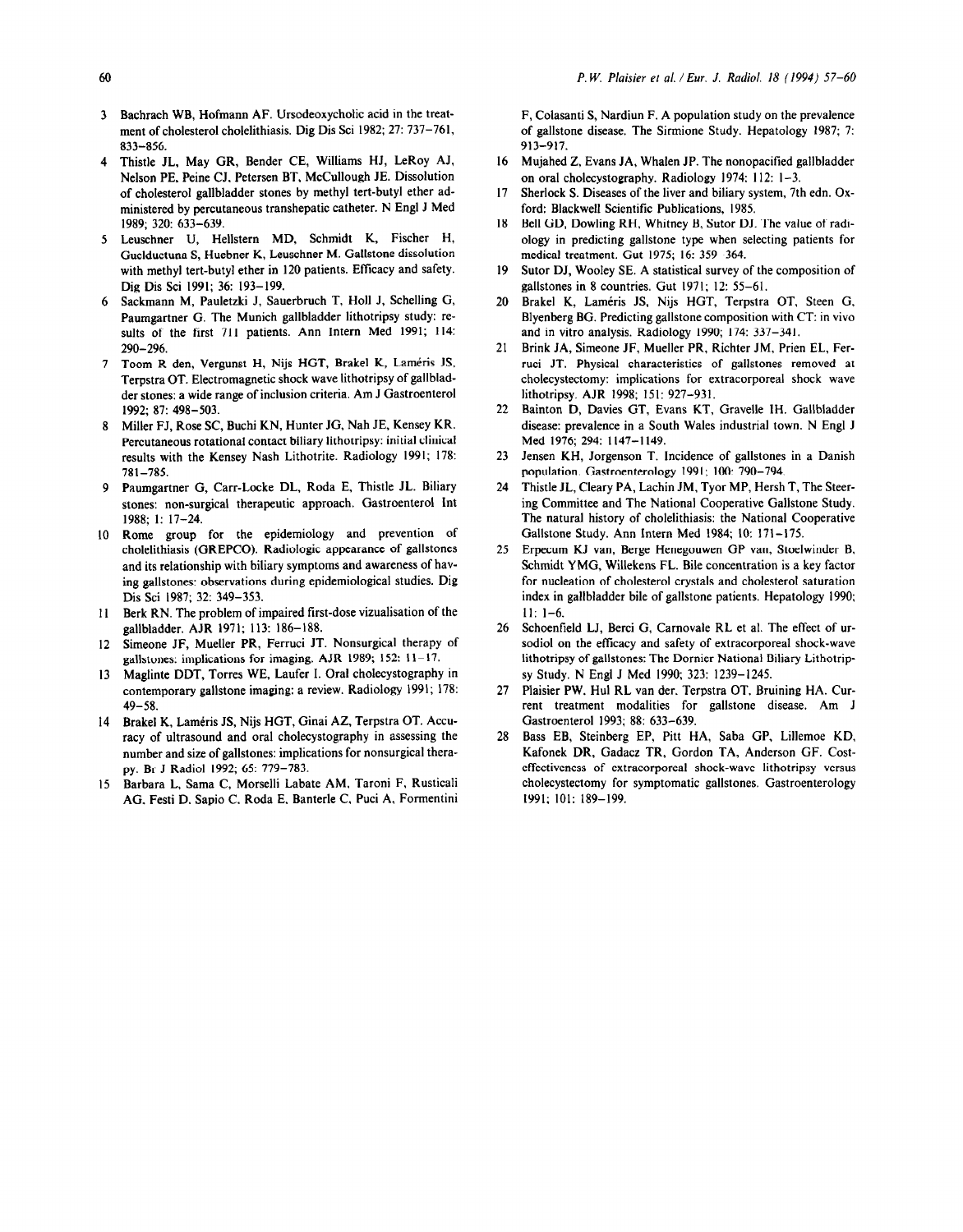3 Bachrach WB, Hofmann AF. Ursodeoxycholic acid in the treatment of cholesterol cholelithiasis. Dig Dis Sci 1982; 27: 737–761, 833–856.

4 Thistle JL, May GR, Bender CE, Williams HJ, LeRoy AJ, Nelson PE, Peine CJ, Petersen BT, McCullough JE. Dissolution of cholesterol gallbladder stones by methyl tert-butyl ether administered by percutaneous transhepatic catheter. N Engl J Med 1989; 320: 633–639.

5 Leuschner U, Hellstern MD, Schmidt K, Fischer H, Guclductuna S, Huebner K, Leuschner M. Gallstone dissolution with methyl tert-butyl ether in 120 patients. Efficacy and safety. Dig Dis Sci 1991; 36: 193–199.

6 Sackmann M, Pauletzki J, Sauerbruch T, Holl J, Schelling G, Paumgartner G. The Munich gallbladder lithotripsy study: results of the first 711 patients. Ann Intern Med 1991; 114: 290–296.

7 Toom R den, Vergunst H, Nijs HGT, Brakel K, Laméris JS, Terpstra OT. Electromagnetic shock wave lithotripsy of gallbladder stones: a wide range of inclusion criteria. Am J Gastroenterol 1992; 87: 498–503.

8 Miller FJ, Rose SC, Buchi KN, Hunter JG, Nah JE, Kensey KR. Percutaneous rotational contact biliary lithotripsy: initial clinical results with the Kensey Nash Lithotrite. Radiology 1991; 178: 781–785.

9 Paumgartner G, Carr-Locke DL, Roda E, Thistle JL. Biliary stones: non-surgical therapeutic approach. Gastroenterol Int 1988; 1: 17–24.

10 Rome group for the epidemiology and prevention of cholelithiasis (GREPCO). Radiologic appearance of gallstones and its relationship with biliary symptoms and awareness of having gallstones: observations during epidemiological studies. Dig Dis Sci 1987; 32: 349–353.

11 Berk RN. The problem of impaired first-dose vizualisation of the gallbladder. AJR 1971; 113: 186–188.

12 Simeone JF, Mueller PR, Ferruci JT. Nonsurgical therapy of gallstones: implications for imaging. AJR 1989; 152: 11–17.

13 Maglinte DDT, Torres WE, Laufer I. Oral cholecystography in contemporary gallstone imaging: a review. Radiology 1991; 178: 49–58.

14 Brakel K, Laméris JS, Nijs HGT, Ginai AZ, Terpstra OT. Accuracy of ultrasound and oral cholecystography in assessing the number and size of gallstones: implications for nonsurgical therapy. Br J Radiol 1992; 65: 779–783.

15 Barbara L, Sama C, Morselli Labate AM, Taroni F, Rusticali AG, Festi D, Sapio C, Roda E, Banterle C, Puci A, Formentini F, Colasanti S, Nardiun F. A population study on the prevalence of gallstone disease. The Sirmione Study. Hepatology 1987; 7: 913–917.

16 Mujahed Z, Evans JA, Whalen JP. The nonopacified gallbladder on oral cholecystography. Radiology 1974; 112: 1–3.

17 Sherlock S. Diseases of the liver and biliary system, 7th edn. Oxford: Blackwell Scientific Publications, 1985.

18 Bell GD, Dowling RH, Whitney B, Sutor DJ. The value of radiology in predicting gallstone type when selecting patients for medical treatment. Gut 1975; 16: 359–364.

19 Sutor DJ, Wooley SE. A statistical survey of the composition of gallstones in 8 countries. Gut 1971; 12: 55–61.

20 Brakel K, Laméris JS, Nijs HGT, Terpstra OT, Steen G, Blyenberg BG. Predicting gallstone composition with CT: in vivo and in vitro analysis. Radiology 1990; 174: 337–341.

21 Brink JA, Simeone JF, Mueller PR, Richter JM, Prien EL, Ferruci JT. Physical characteristics of gallstones removed at cholecystectomy: implications for extracorporeal shock wave lithotripsy. AJR 1998; 151: 927–931.

22 Bainton D, Davies GT, Evans KT, Gravelle IH. Gallbladder disease: prevalence in a South Wales industrial town. N Engl J Med 1976; 294: 1147–1149.

23 Jensen KH, Jorgenson T. Incidence of gallstones in a Danish population. Gastroenterology 1991; 100: 790–794.

24 Thistle JL, Cleary PA, Lachin JM, Tyor MP, Hersh T, The Steering Committee and The National Cooperative Gallstone Study. The natural history of cholelithiasis: the National Cooperative Gallstone Study. Ann Intern Med 1984; 10: 171–175.

25 Erpecum KJ van, Berge Henegouwen GP van, Stoelwinder B, Schmidt YMG, Willekens FL. Bile concentration is a key factor for nucleation of cholesterol crystals and cholesterol saturation index in gallbladder bile of gallstone patients. Hepatology 1990; 11: 1–6.

26 Schoenfield LJ, Berci G, Carnovale RL et al. The effect of ursodiol on the efficacy and safety of extracorporeal shock-wave lithotripsy of gallstones: The Dornier National Biliary Lithotripsy Study. N Engl J Med 1990; 323: 1239–1245.

27 Plaisier PW, Hul RL van der, Terpstra OT, Bruining HA. Current treatment modalities for gallstone disease. Am J Gastroenterol 1993; 88: 633–639.

28 Bass EB, Steinberg EP, Pitt HA, Saba GP, Lillemoe KD, Kafonek DR, Gadacz TR, Gordon TA, Anderson GF. Cost-effectiveness of extracorporeal shock-wave lithotripsy versus cholecystectomy for symptomatic gallstones. Gastroenterology 1991; 101: 189–199.